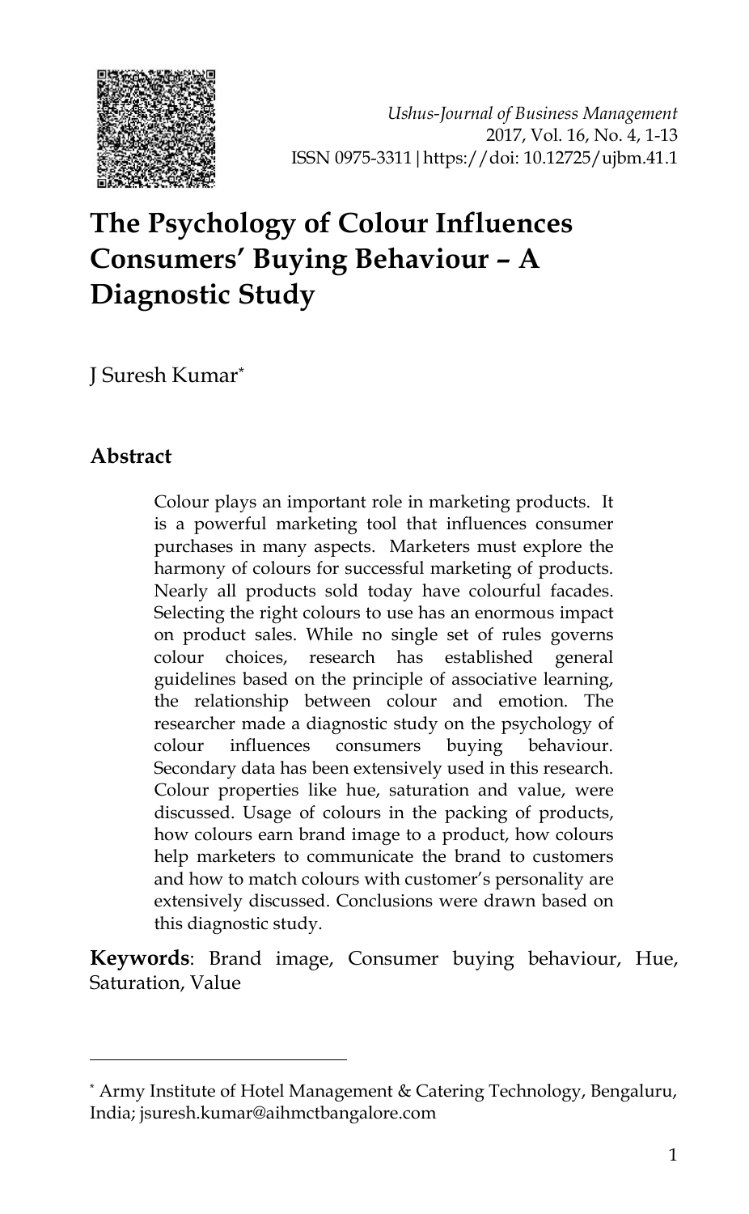*Ushus-Journal of Business Management*
2017, Vol. 16, No. 4, 1-13
ISSN 0975-3311|https://doi: 10.12725/ujbm.41.1

# The Psychology of Colour Influences Consumers' Buying Behaviour – A Diagnostic Study

J Suresh Kumar[*]

## Abstract

Colour plays an important role in marketing products. It is a powerful marketing tool that influences consumer purchases in many aspects. Marketers must explore the harmony of colours for successful marketing of products. Nearly all products sold today have colourful facades. Selecting the right colours to use has an enormous impact on product sales. While no single set of rules governs colour choices, research has established general guidelines based on the principle of associative learning, the relationship between colour and emotion. The researcher made a diagnostic study on the psychology of colour influences consumers buying behaviour. Secondary data has been extensively used in this research. Colour properties like hue, saturation and value, were discussed. Usage of colours in the packing of products, how colours earn brand image to a product, how colours help marketers to communicate the brand to customers and how to match colours with customer's personality are extensively discussed. Conclusions were drawn based on this diagnostic study.

**Keywords**: Brand image, Consumer buying behaviour, Hue, Saturation, Value

---

[*] Army Institute of Hotel Management & Catering Technology, Bengaluru, India; jsuresh.kumar@aihmctbangalore.com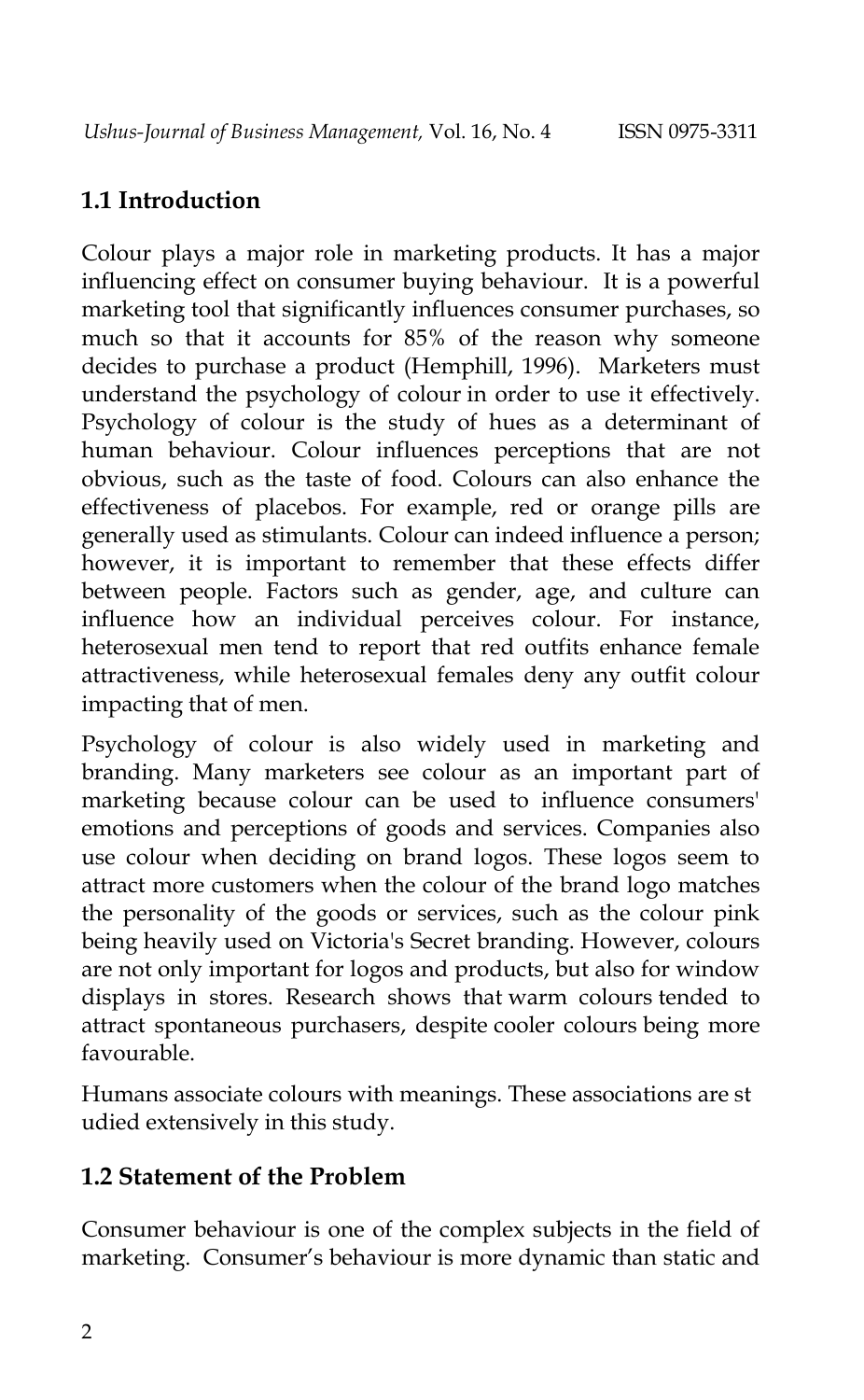## 1.1 Introduction

Colour plays a major role in marketing products. It has a major influencing effect on consumer buying behaviour. It is a powerful marketing tool that significantly influences consumer purchases, so much so that it accounts for 85% of the reason why someone decides to purchase a product (Hemphill, 1996). Marketers must understand the psychology of colour in order to use it effectively. Psychology of colour is the study of hues as a determinant of human behaviour. Colour influences perceptions that are not obvious, such as the taste of food. Colours can also enhance the effectiveness of placebos. For example, red or orange pills are generally used as stimulants. Colour can indeed influence a person; however, it is important to remember that these effects differ between people. Factors such as gender, age, and culture can influence how an individual perceives colour. For instance, heterosexual men tend to report that red outfits enhance female attractiveness, while heterosexual females deny any outfit colour impacting that of men.

Psychology of colour is also widely used in marketing and branding. Many marketers see colour as an important part of marketing because colour can be used to influence consumers' emotions and perceptions of goods and services. Companies also use colour when deciding on brand logos. These logos seem to attract more customers when the colour of the brand logo matches the personality of the goods or services, such as the colour pink being heavily used on Victoria's Secret branding. However, colours are not only important for logos and products, but also for window displays in stores. Research shows that warm colours tended to attract spontaneous purchasers, despite cooler colours being more favourable.

Humans associate colours with meanings. These associations are st udied extensively in this study.

## 1.2 Statement of the Problem

Consumer behaviour is one of the complex subjects in the field of marketing. Consumer's behaviour is more dynamic than static and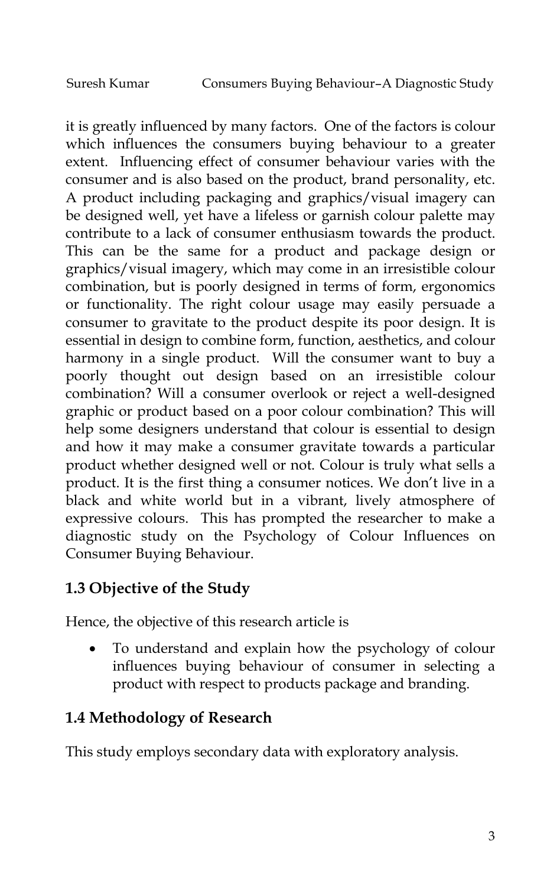it is greatly influenced by many factors. One of the factors is colour which influences the consumers buying behaviour to a greater extent. Influencing effect of consumer behaviour varies with the consumer and is also based on the product, brand personality, etc. A product including packaging and graphics/visual imagery can be designed well, yet have a lifeless or garnish colour palette may contribute to a lack of consumer enthusiasm towards the product. This can be the same for a product and package design or graphics/visual imagery, which may come in an irresistible colour combination, but is poorly designed in terms of form, ergonomics or functionality. The right colour usage may easily persuade a consumer to gravitate to the product despite its poor design. It is essential in design to combine form, function, aesthetics, and colour harmony in a single product. Will the consumer want to buy a poorly thought out design based on an irresistible colour combination? Will a consumer overlook or reject a well-designed graphic or product based on a poor colour combination? This will help some designers understand that colour is essential to design and how it may make a consumer gravitate towards a particular product whether designed well or not. Colour is truly what sells a product. It is the first thing a consumer notices. We don't live in a black and white world but in a vibrant, lively atmosphere of expressive colours. This has prompted the researcher to make a diagnostic study on the Psychology of Colour Influences on Consumer Buying Behaviour.

## 1.3 Objective of the Study

Hence, the objective of this research article is

- To understand and explain how the psychology of colour influences buying behaviour of consumer in selecting a product with respect to products package and branding.

## 1.4 Methodology of Research

This study employs secondary data with exploratory analysis.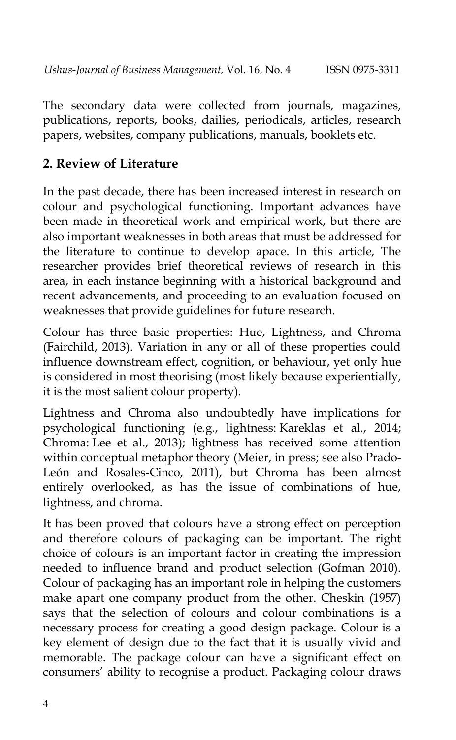The secondary data were collected from journals, magazines, publications, reports, books, dailies, periodicals, articles, research papers, websites, company publications, manuals, booklets etc.

## 2. Review of Literature

In the past decade, there has been increased interest in research on colour and psychological functioning. Important advances have been made in theoretical work and empirical work, but there are also important weaknesses in both areas that must be addressed for the literature to continue to develop apace. In this article, The researcher provides brief theoretical reviews of research in this area, in each instance beginning with a historical background and recent advancements, and proceeding to an evaluation focused on weaknesses that provide guidelines for future research.

Colour has three basic properties: Hue, Lightness, and Chroma (Fairchild, 2013). Variation in any or all of these properties could influence downstream effect, cognition, or behaviour, yet only hue is considered in most theorising (most likely because experientially, it is the most salient colour property).

Lightness and Chroma also undoubtedly have implications for psychological functioning (e.g., lightness: Kareklas et al., 2014; Chroma: Lee et al., 2013); lightness has received some attention within conceptual metaphor theory (Meier, in press; see also Prado-León and Rosales-Cinco, 2011), but Chroma has been almost entirely overlooked, as has the issue of combinations of hue, lightness, and chroma.

It has been proved that colours have a strong effect on perception and therefore colours of packaging can be important. The right choice of colours is an important factor in creating the impression needed to influence brand and product selection (Gofman 2010). Colour of packaging has an important role in helping the customers make apart one company product from the other. Cheskin (1957) says that the selection of colours and colour combinations is a necessary process for creating a good design package. Colour is a key element of design due to the fact that it is usually vivid and memorable. The package colour can have a significant effect on consumers' ability to recognise a product. Packaging colour draws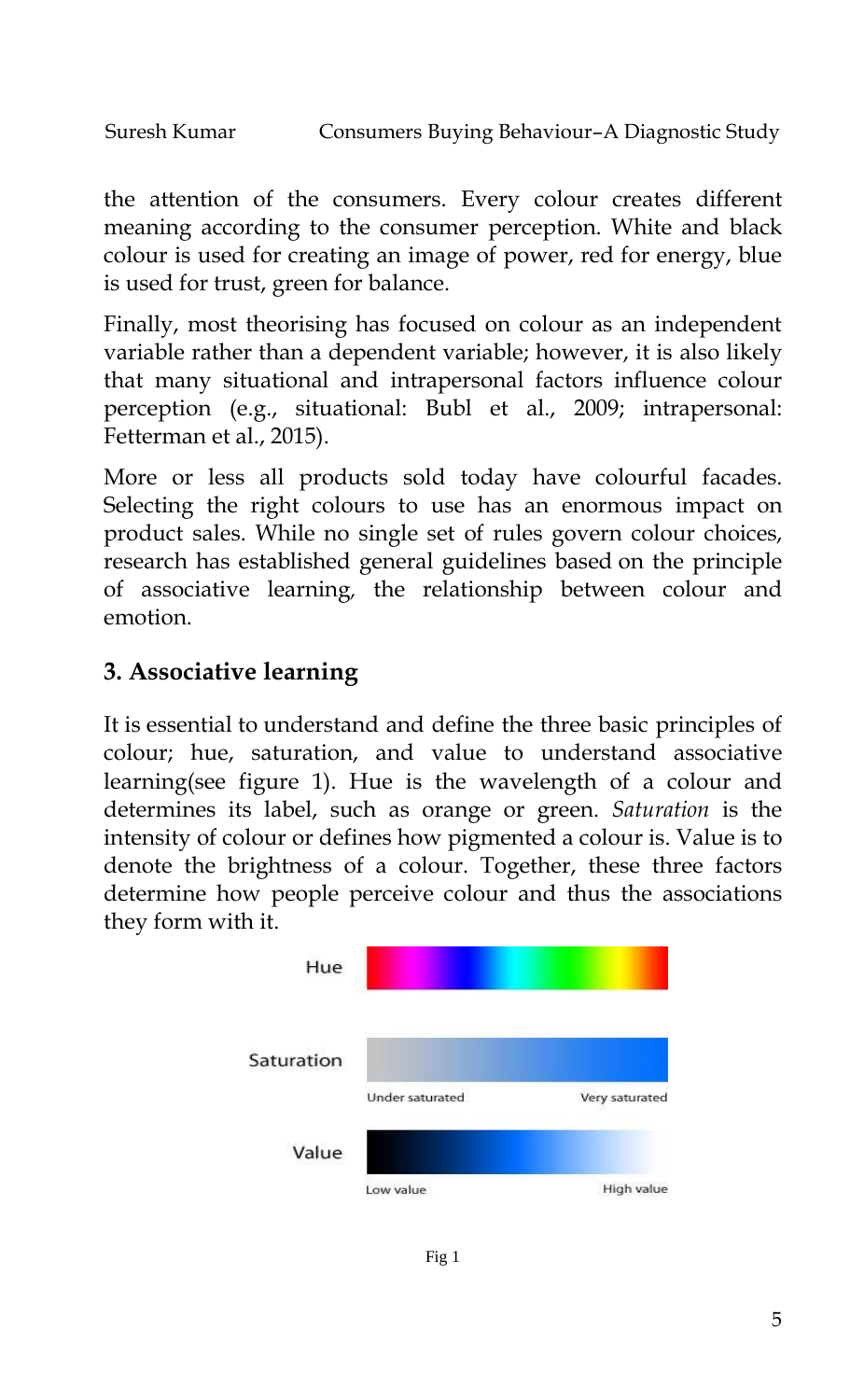the attention of the consumers. Every colour creates different meaning according to the consumer perception. White and black colour is used for creating an image of power, red for energy, blue is used for trust, green for balance.

Finally, most theorising has focused on colour as an independent variable rather than a dependent variable; however, it is also likely that many situational and intrapersonal factors influence colour perception (e.g., situational: Bubl et al., 2009; intrapersonal: Fetterman et al., 2015).

More or less all products sold today have colourful facades. Selecting the right colours to use has an enormous impact on product sales. While no single set of rules govern colour choices, research has established general guidelines based on the principle of associative learning, the relationship between colour and emotion.

## 3. Associative learning

It is essential to understand and define the three basic principles of colour; hue, saturation, and value to understand associative learning(see figure 1). Hue is the wavelength of a colour and determines its label, such as orange or green. *Saturation* is the intensity of colour or defines how pigmented a colour is. Value is to denote the brightness of a colour. Together, these three factors determine how people perceive colour and thus the associations they form with it.

Hue

Saturation

Under saturated Very saturated

Value

Low value High value

Fig 1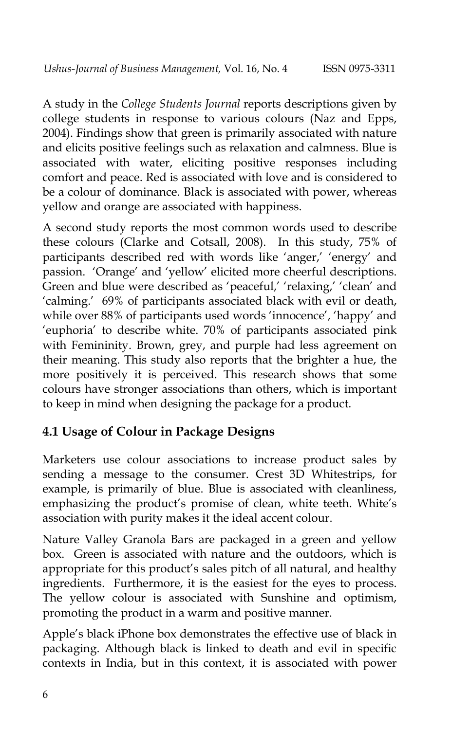A study in the *College Students Journal* reports descriptions given by college students in response to various colours (Naz and Epps, 2004). Findings show that green is primarily associated with nature and elicits positive feelings such as relaxation and calmness. Blue is associated with water, eliciting positive responses including comfort and peace. Red is associated with love and is considered to be a colour of dominance. Black is associated with power, whereas yellow and orange are associated with happiness.

A second study reports the most common words used to describe these colours (Clarke and Cotsall, 2008). In this study, 75% of participants described red with words like 'anger,' 'energy' and passion. 'Orange' and 'yellow' elicited more cheerful descriptions. Green and blue were described as 'peaceful,' 'relaxing,' 'clean' and 'calming.' 69% of participants associated black with evil or death, while over 88% of participants used words 'innocence', 'happy' and 'euphoria' to describe white. 70% of participants associated pink with Femininity. Brown, grey, and purple had less agreement on their meaning. This study also reports that the brighter a hue, the more positively it is perceived. This research shows that some colours have stronger associations than others, which is important to keep in mind when designing the package for a product.

## 4.1 Usage of Colour in Package Designs

Marketers use colour associations to increase product sales by sending a message to the consumer. Crest 3D Whitestrips, for example, is primarily of blue. Blue is associated with cleanliness, emphasizing the product's promise of clean, white teeth. White's association with purity makes it the ideal accent colour.

Nature Valley Granola Bars are packaged in a green and yellow box. Green is associated with nature and the outdoors, which is appropriate for this product's sales pitch of all natural, and healthy ingredients. Furthermore, it is the easiest for the eyes to process. The yellow colour is associated with Sunshine and optimism, promoting the product in a warm and positive manner.

Apple's black iPhone box demonstrates the effective use of black in packaging. Although black is linked to death and evil in specific contexts in India, but in this context, it is associated with power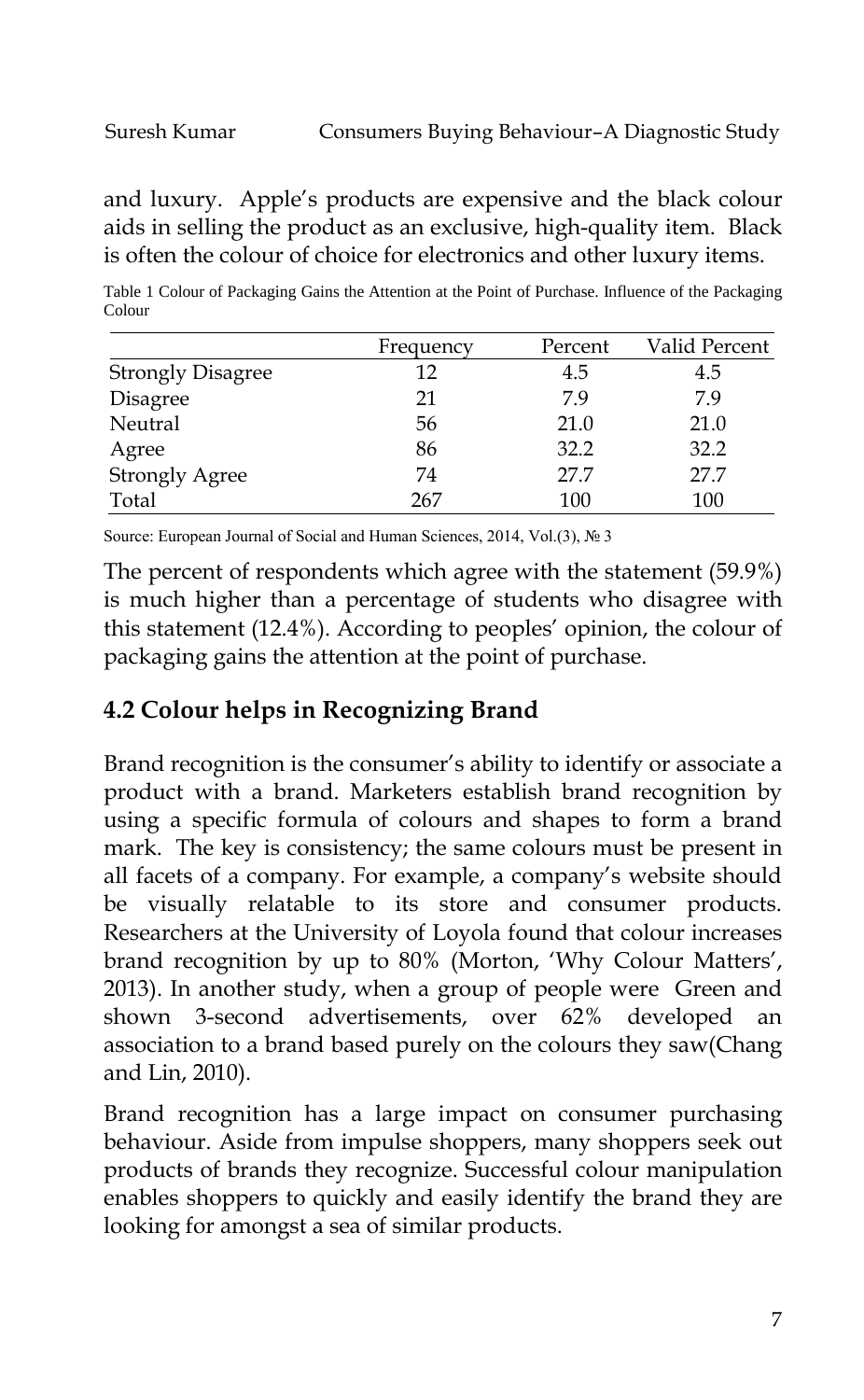and luxury. Apple's products are expensive and the black colour aids in selling the product as an exclusive, high-quality item. Black is often the colour of choice for electronics and other luxury items.

Table 1 Colour of Packaging Gains the Attention at the Point of Purchase. Influence of the Packaging Colour

| | Frequency | Percent | Valid Percent |
|---|---|---|---|
| Strongly Disagree | 12 | 4.5 | 4.5 |
| Disagree | 21 | 7.9 | 7.9 |
| Neutral | 56 | 21.0 | 21.0 |
| Agree | 86 | 32.2 | 32.2 |
| Strongly Agree | 74 | 27.7 | 27.7 |
| Total | 267 | 100 | 100 |

Source: European Journal of Social and Human Sciences, 2014, Vol.(3), № 3

The percent of respondents which agree with the statement (59.9%) is much higher than a percentage of students who disagree with this statement (12.4%). According to peoples' opinion, the colour of packaging gains the attention at the point of purchase.

## 4.2 Colour helps in Recognizing Brand

Brand recognition is the consumer's ability to identify or associate a product with a brand. Marketers establish brand recognition by using a specific formula of colours and shapes to form a brand mark. The key is consistency; the same colours must be present in all facets of a company. For example, a company's website should be visually relatable to its store and consumer products. Researchers at the University of Loyola found that colour increases brand recognition by up to 80% (Morton, 'Why Colour Matters', 2013). In another study, when a group of people were Green and shown 3-second advertisements, over 62% developed an association to a brand based purely on the colours they saw(Chang and Lin, 2010).

Brand recognition has a large impact on consumer purchasing behaviour. Aside from impulse shoppers, many shoppers seek out products of brands they recognize. Successful colour manipulation enables shoppers to quickly and easily identify the brand they are looking for amongst a sea of similar products.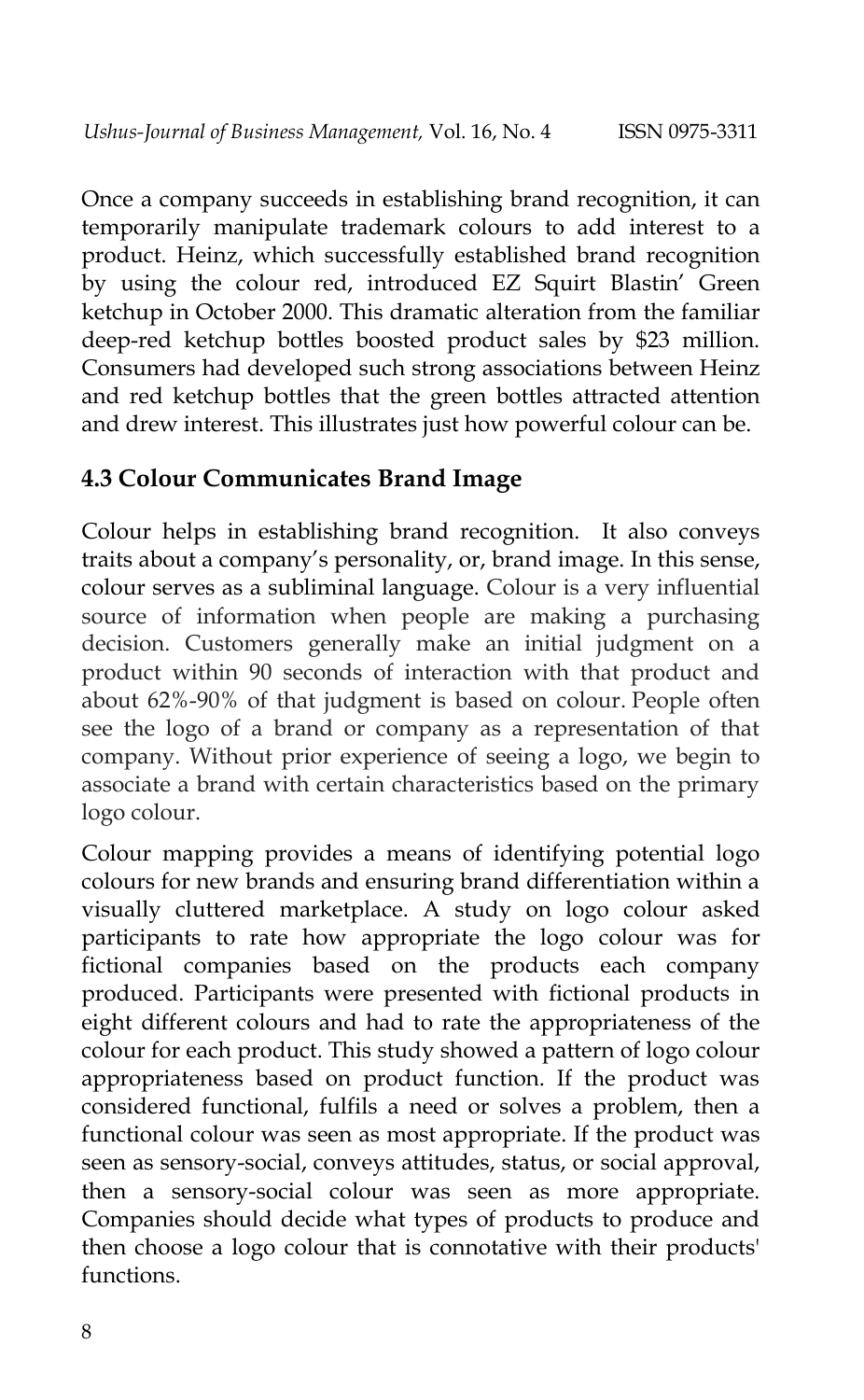Once a company succeeds in establishing brand recognition, it can temporarily manipulate trademark colours to add interest to a product. Heinz, which successfully established brand recognition by using the colour red, introduced EZ Squirt Blastin' Green ketchup in October 2000. This dramatic alteration from the familiar deep-red ketchup bottles boosted product sales by $23 million. Consumers had developed such strong associations between Heinz and red ketchup bottles that the green bottles attracted attention and drew interest. This illustrates just how powerful colour can be.

### 4.3 Colour Communicates Brand Image

Colour helps in establishing brand recognition. It also conveys traits about a company's personality, or, brand image. In this sense, colour serves as a subliminal language. Colour is a very influential source of information when people are making a purchasing decision. Customers generally make an initial judgment on a product within 90 seconds of interaction with that product and about 62%-90% of that judgment is based on colour. People often see the logo of a brand or company as a representation of that company. Without prior experience of seeing a logo, we begin to associate a brand with certain characteristics based on the primary logo colour.

Colour mapping provides a means of identifying potential logo colours for new brands and ensuring brand differentiation within a visually cluttered marketplace. A study on logo colour asked participants to rate how appropriate the logo colour was for fictional companies based on the products each company produced. Participants were presented with fictional products in eight different colours and had to rate the appropriateness of the colour for each product. This study showed a pattern of logo colour appropriateness based on product function. If the product was considered functional, fulfils a need or solves a problem, then a functional colour was seen as most appropriate. If the product was seen as sensory-social, conveys attitudes, status, or social approval, then a sensory-social colour was seen as more appropriate. Companies should decide what types of products to produce and then choose a logo colour that is connotative with their products' functions.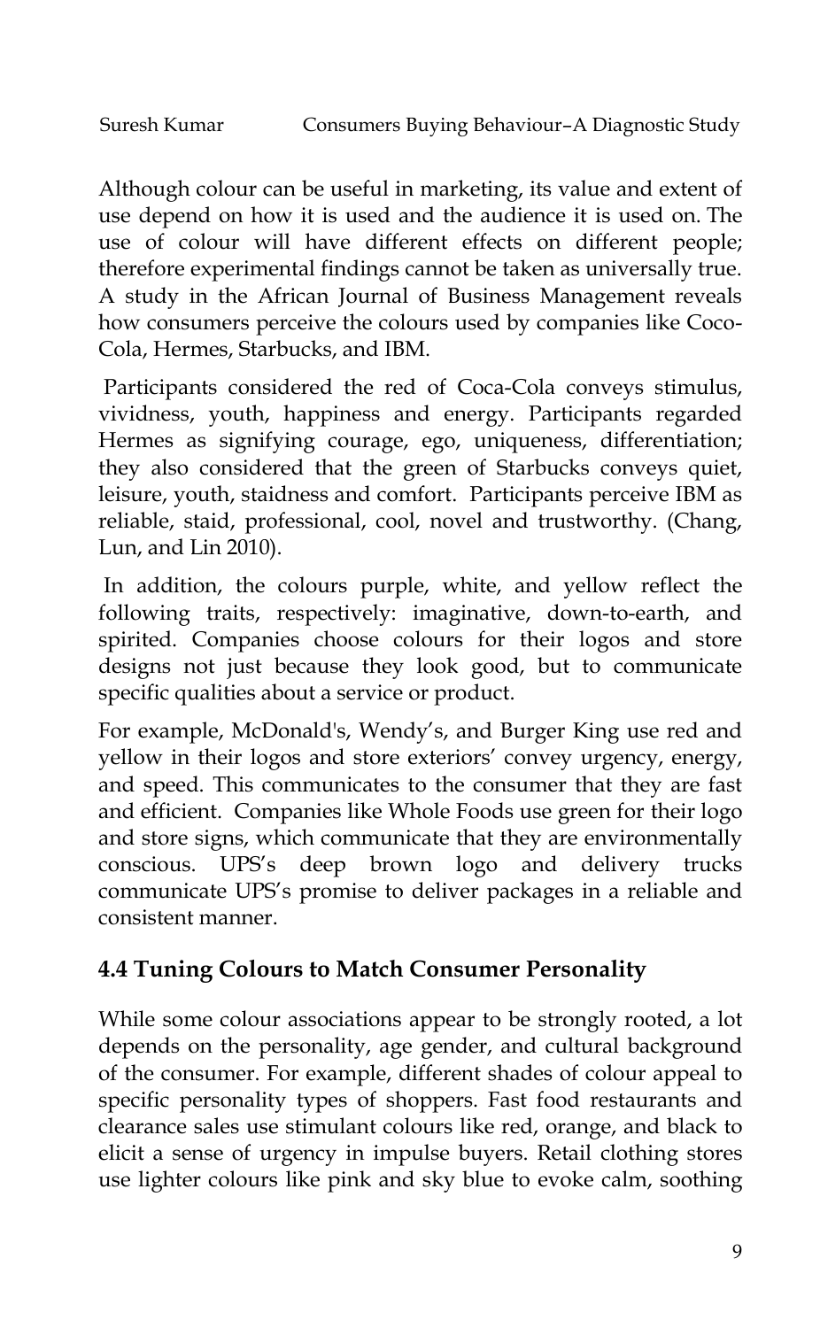Although colour can be useful in marketing, its value and extent of use depend on how it is used and the audience it is used on. The use of colour will have different effects on different people; therefore experimental findings cannot be taken as universally true. A study in the African Journal of Business Management reveals how consumers perceive the colours used by companies like Coco-Cola, Hermes, Starbucks, and IBM.

Participants considered the red of Coca-Cola conveys stimulus, vividness, youth, happiness and energy. Participants regarded Hermes as signifying courage, ego, uniqueness, differentiation; they also considered that the green of Starbucks conveys quiet, leisure, youth, staidness and comfort. Participants perceive IBM as reliable, staid, professional, cool, novel and trustworthy. (Chang, Lun, and Lin 2010).

In addition, the colours purple, white, and yellow reflect the following traits, respectively: imaginative, down-to-earth, and spirited. Companies choose colours for their logos and store designs not just because they look good, but to communicate specific qualities about a service or product.

For example, McDonald's, Wendy's, and Burger King use red and yellow in their logos and store exteriors' convey urgency, energy, and speed. This communicates to the consumer that they are fast and efficient. Companies like Whole Foods use green for their logo and store signs, which communicate that they are environmentally conscious. UPS's deep brown logo and delivery trucks communicate UPS's promise to deliver packages in a reliable and consistent manner.

## 4.4 Tuning Colours to Match Consumer Personality

While some colour associations appear to be strongly rooted, a lot depends on the personality, age gender, and cultural background of the consumer. For example, different shades of colour appeal to specific personality types of shoppers. Fast food restaurants and clearance sales use stimulant colours like red, orange, and black to elicit a sense of urgency in impulse buyers. Retail clothing stores use lighter colours like pink and sky blue to evoke calm, soothing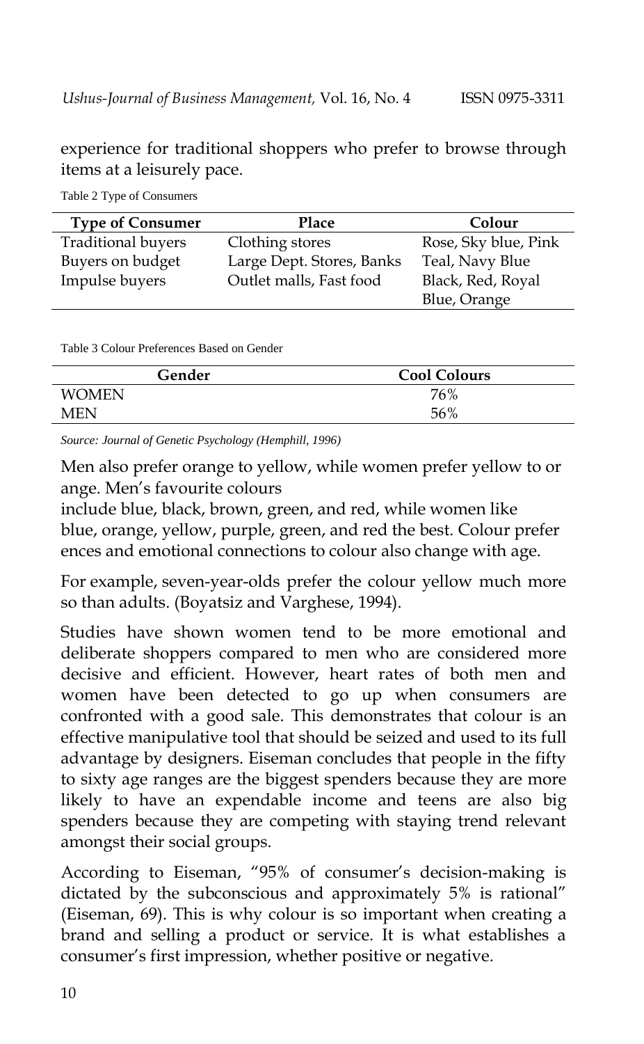experience for traditional shoppers who prefer to browse through items at a leisurely pace.

Table 2 Type of Consumers

| Type of Consumer | Place | Colour |
|---|---|---|
| Traditional buyers | Clothing stores | Rose, Sky blue, Pink |
| Buyers on budget | Large Dept. Stores, Banks | Teal, Navy Blue |
| Impulse buyers | Outlet malls, Fast food | Black, Red, Royal Blue, Orange |

Table 3 Colour Preferences Based on Gender

| Gender | Cool Colours |
|---|---|
| WOMEN | 76% |
| MEN | 56% |

*Source: Journal of Genetic Psychology (Hemphill, 1996)*

Men also prefer orange to yellow, while women prefer yellow to orange. Men's favourite colours include blue, black, brown, green, and red, while women like blue, orange, yellow, purple, green, and red the best. Colour preferences and emotional connections to colour also change with age.

For example, seven-year-olds prefer the colour yellow much more so than adults. (Boyatsiz and Varghese, 1994).

Studies have shown women tend to be more emotional and deliberate shoppers compared to men who are considered more decisive and efficient. However, heart rates of both men and women have been detected to go up when consumers are confronted with a good sale. This demonstrates that colour is an effective manipulative tool that should be seized and used to its full advantage by designers. Eiseman concludes that people in the fifty to sixty age ranges are the biggest spenders because they are more likely to have an expendable income and teens are also big spenders because they are competing with staying trend relevant amongst their social groups.

According to Eiseman, "95% of consumer's decision-making is dictated by the subconscious and approximately 5% is rational" (Eiseman, 69). This is why colour is so important when creating a brand and selling a product or service. It is what establishes a consumer's first impression, whether positive or negative.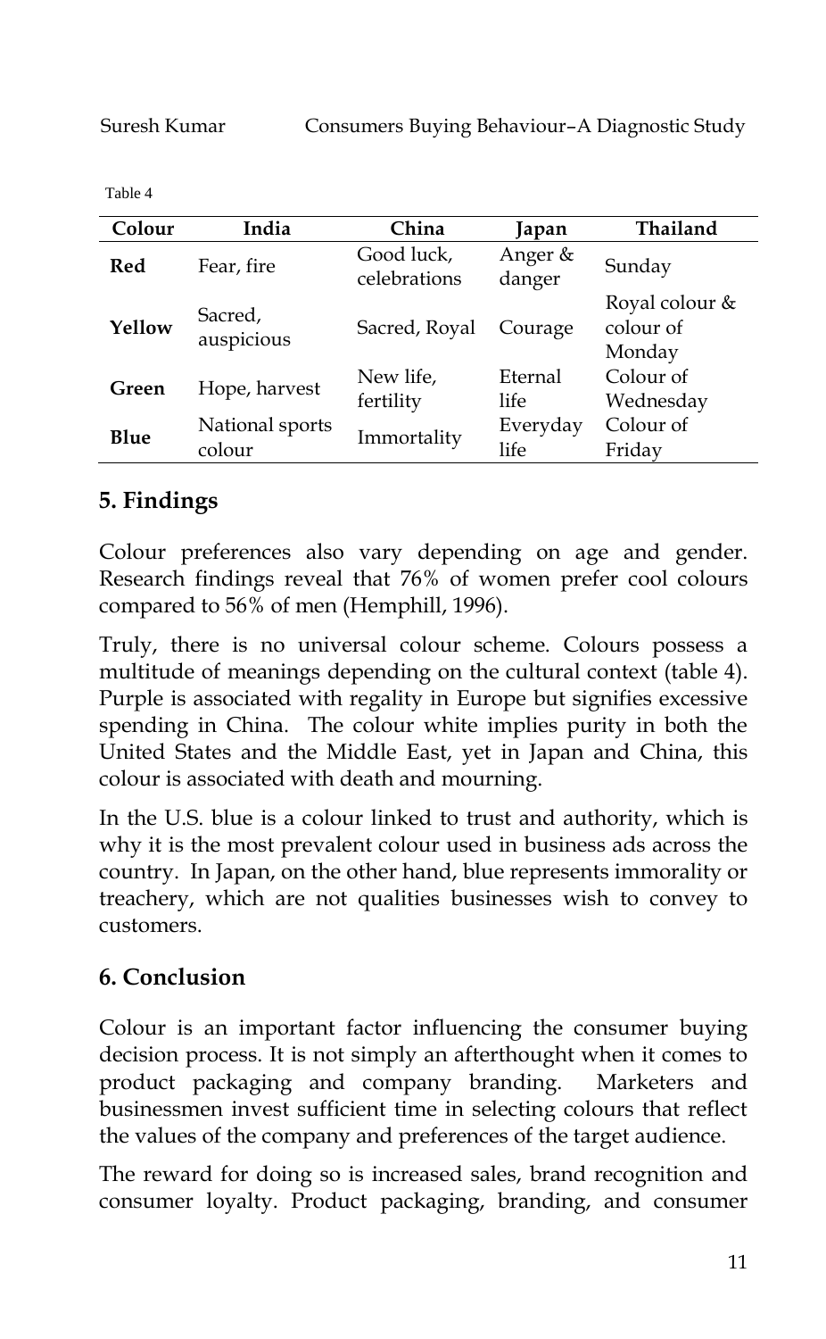Table 4

| Colour | India | China | Japan | Thailand |
|---|---|---|---|---|
| **Red** | Fear, fire | Good luck, celebrations | Anger & danger | Sunday |
| **Yellow** | Sacred, auspicious | Sacred, Royal | Courage | Royal colour & colour of Monday |
| **Green** | Hope, harvest | New life, fertility | Eternal life | Colour of Wednesday |
| **Blue** | National sports colour | Immortality | Everyday life | Colour of Friday |

## 5. Findings

Colour preferences also vary depending on age and gender. Research findings reveal that 76% of women prefer cool colours compared to 56% of men (Hemphill, 1996).

Truly, there is no universal colour scheme. Colours possess a multitude of meanings depending on the cultural context (table 4). Purple is associated with regality in Europe but signifies excessive spending in China. The colour white implies purity in both the United States and the Middle East, yet in Japan and China, this colour is associated with death and mourning.

In the U.S. blue is a colour linked to trust and authority, which is why it is the most prevalent colour used in business ads across the country. In Japan, on the other hand, blue represents immorality or treachery, which are not qualities businesses wish to convey to customers.

## 6. Conclusion

Colour is an important factor influencing the consumer buying decision process. It is not simply an afterthought when it comes to product packaging and company branding. Marketers and businessmen invest sufficient time in selecting colours that reflect the values of the company and preferences of the target audience.

The reward for doing so is increased sales, brand recognition and consumer loyalty. Product packaging, branding, and consumer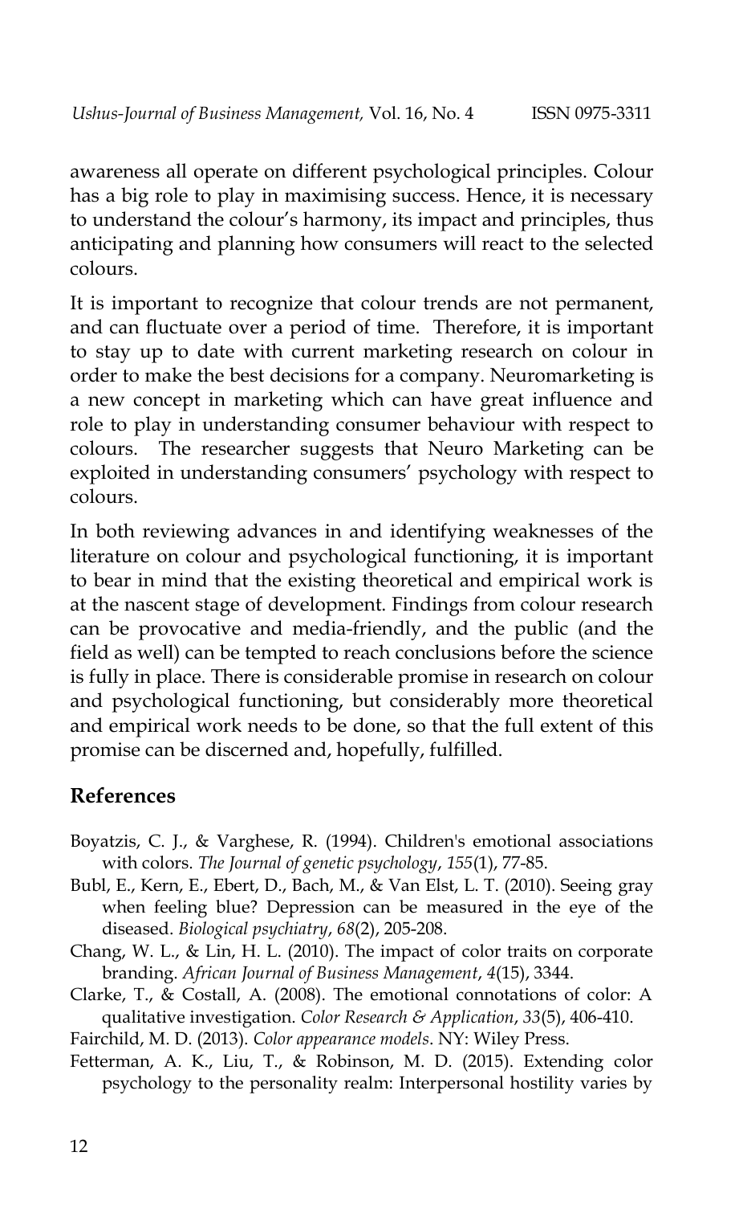awareness all operate on different psychological principles. Colour has a big role to play in maximising success. Hence, it is necessary to understand the colour's harmony, its impact and principles, thus anticipating and planning how consumers will react to the selected colours.

It is important to recognize that colour trends are not permanent, and can fluctuate over a period of time. Therefore, it is important to stay up to date with current marketing research on colour in order to make the best decisions for a company. Neuromarketing is a new concept in marketing which can have great influence and role to play in understanding consumer behaviour with respect to colours. The researcher suggests that Neuro Marketing can be exploited in understanding consumers' psychology with respect to colours.

In both reviewing advances in and identifying weaknesses of the literature on colour and psychological functioning, it is important to bear in mind that the existing theoretical and empirical work is at the nascent stage of development. Findings from colour research can be provocative and media-friendly, and the public (and the field as well) can be tempted to reach conclusions before the science is fully in place. There is considerable promise in research on colour and psychological functioning, but considerably more theoretical and empirical work needs to be done, so that the full extent of this promise can be discerned and, hopefully, fulfilled.

## References

Boyatzis, C. J., & Varghese, R. (1994). Children's emotional associations with colors. *The Journal of genetic psychology*, *155*(1), 77-85.

Bubl, E., Kern, E., Ebert, D., Bach, M., & Van Elst, L. T. (2010). Seeing gray when feeling blue? Depression can be measured in the eye of the diseased. *Biological psychiatry*, *68*(2), 205-208.

Chang, W. L., & Lin, H. L. (2010). The impact of color traits on corporate branding. *African Journal of Business Management*, *4*(15), 3344.

Clarke, T., & Costall, A. (2008). The emotional connotations of color: A qualitative investigation. *Color Research & Application*, *33*(5), 406-410.

Fairchild, M. D. (2013). *Color appearance models*. NY: Wiley Press.

Fetterman, A. K., Liu, T., & Robinson, M. D. (2015). Extending color psychology to the personality realm: Interpersonal hostility varies by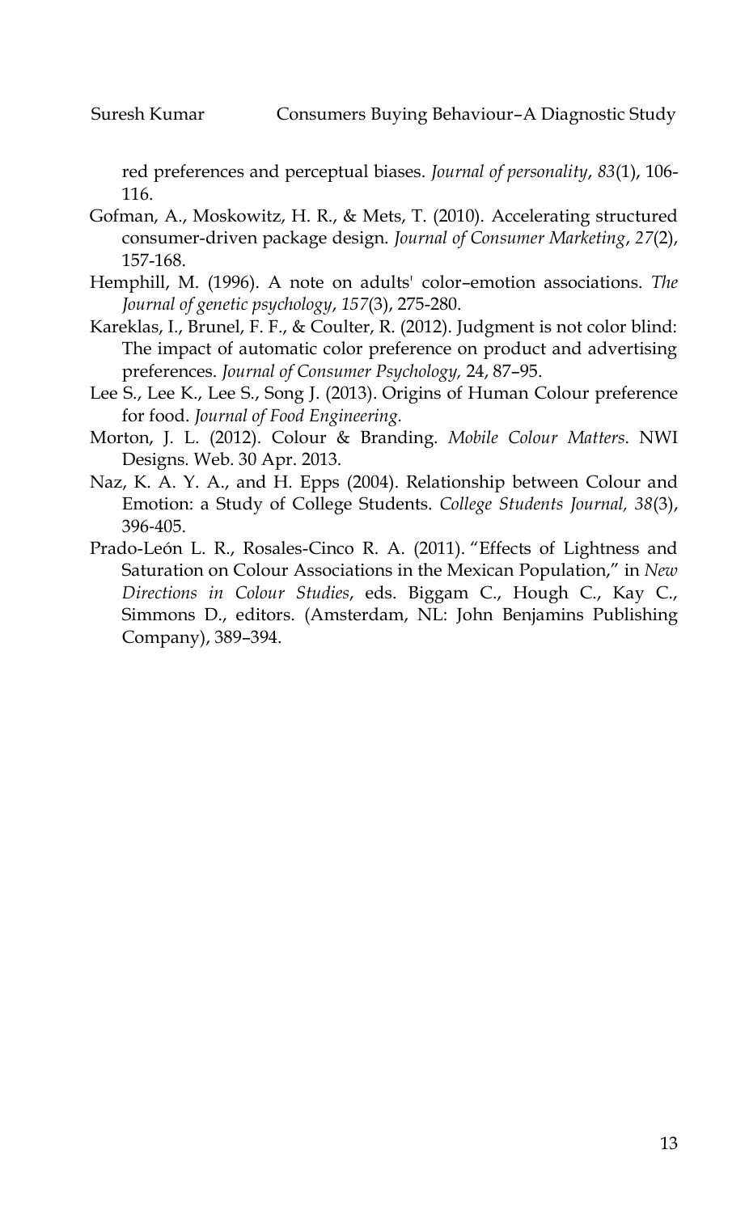red preferences and perceptual biases. *Journal of personality*, *83*(1), 106-116.

Gofman, A., Moskowitz, H. R., & Mets, T. (2010). Accelerating structured consumer-driven package design. *Journal of Consumer Marketing*, *27*(2), 157-168.

Hemphill, M. (1996). A note on adults' color–emotion associations. *The Journal of genetic psychology*, *157*(3), 275-280.

Kareklas, I., Brunel, F. F., & Coulter, R. (2012). Judgment is not color blind: The impact of automatic color preference on product and advertising preferences. *Journal of Consumer Psychology,* 24, 87–95.

Lee S., Lee K., Lee S., Song J. (2013). Origins of Human Colour preference for food. *Journal of Food Engineering.*

Morton, J. L. (2012). Colour & Branding. *Mobile Colour Matters*. NWI Designs. Web. 30 Apr. 2013.

Naz, K. A. Y. A., and H. Epps (2004). Relationship between Colour and Emotion: a Study of College Students. *College Students Journal, 38*(3), 396-405.

Prado-León L. R., Rosales-Cinco R. A. (2011). "Effects of Lightness and Saturation on Colour Associations in the Mexican Population," in *New Directions in Colour Studies*, eds. Biggam C., Hough C., Kay C., Simmons D., editors. (Amsterdam, NL: John Benjamins Publishing Company), 389–394.